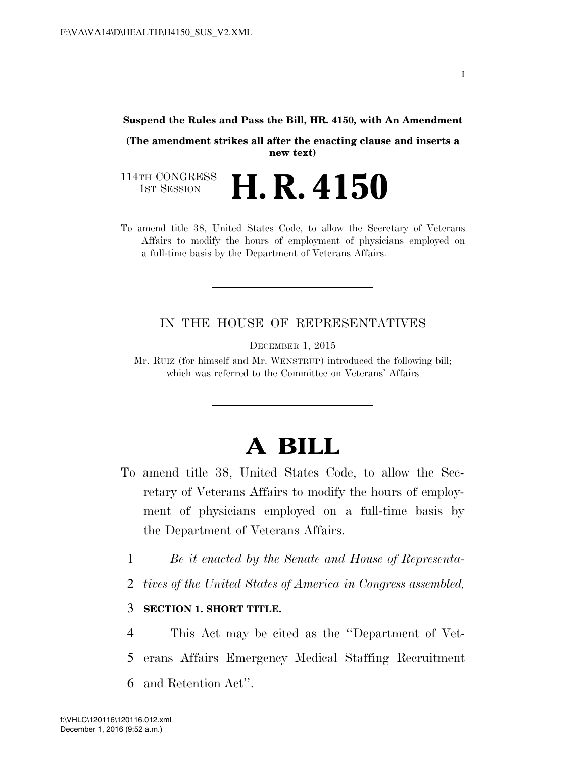**Suspend the Rules and Pass the Bill, HR. 4150, with An Amendment**

**(The amendment strikes all after the enacting clause and inserts a new text)**

114TH CONGRESS
1ST SESSION

# H. R. 4150

To amend title 38, United States Code, to allow the Secretary of Veterans Affairs to modify the hours of employment of physicians employed on a full-time basis by the Department of Veterans Affairs.

---

IN THE HOUSE OF REPRESENTATIVES

DECEMBER 1, 2015

Mr. RUIZ (for himself and Mr. WENSTRUP) introduced the following bill; which was referred to the Committee on Veterans' Affairs

---

# A BILL

To amend title 38, United States Code, to allow the Secretary of Veterans Affairs to modify the hours of employment of physicians employed on a full-time basis by the Department of Veterans Affairs.

1 *Be it enacted by the Senate and House of Representa-*
2 *tives of the United States of America in Congress assembled,*

3 **SECTION 1. SHORT TITLE.**

4 This Act may be cited as the ''Department of Vet-
5 erans Affairs Emergency Medical Staffing Recruitment
6 and Retention Act''.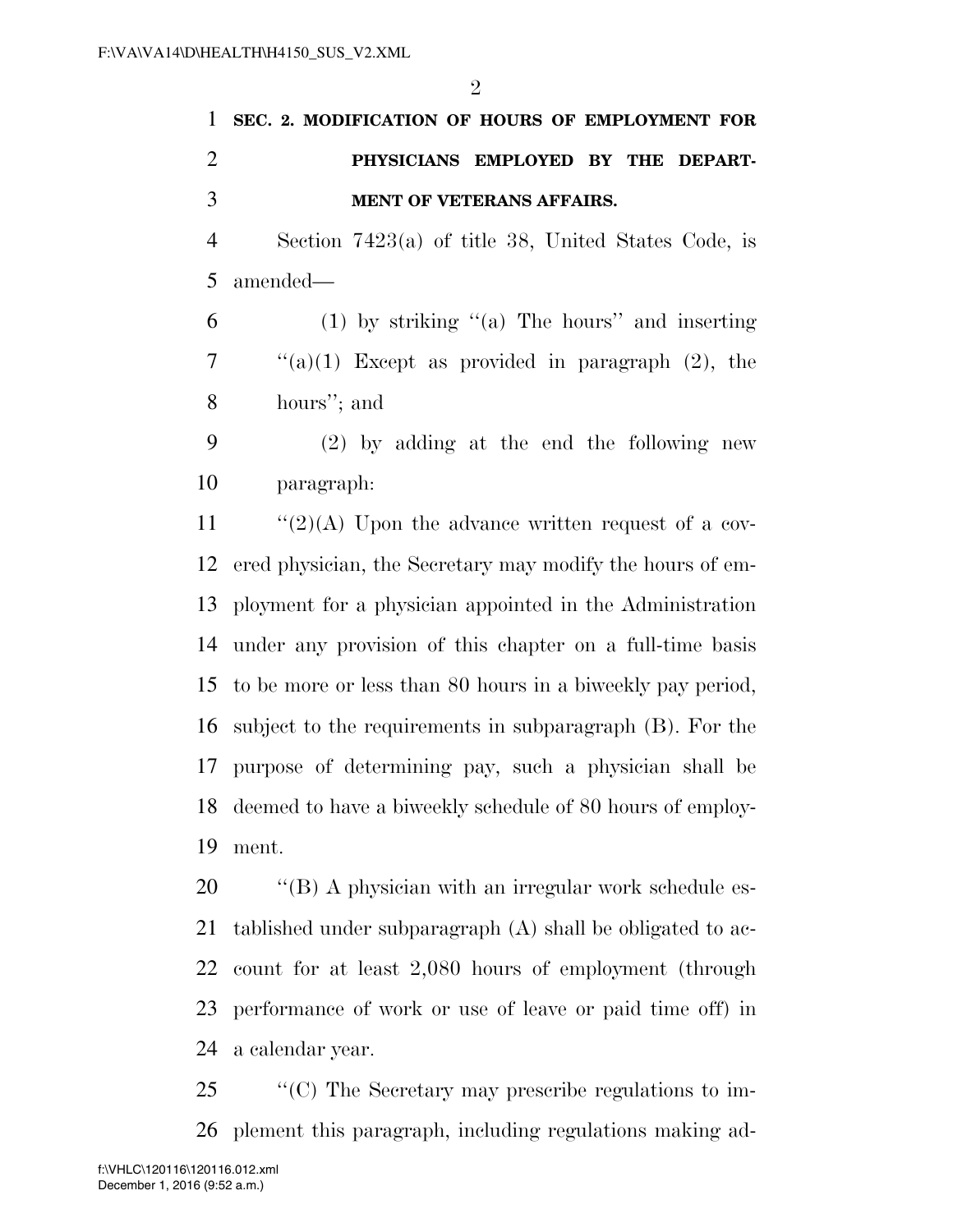**SEC. 2. MODIFICATION OF HOURS OF EMPLOYMENT FOR PHYSICIANS EMPLOYED BY THE DEPARTMENT OF VETERANS AFFAIRS.**

Section 7423(a) of title 38, United States Code, is amended—

(1) by striking ''(a) The hours'' and inserting ''(a)(1) Except as provided in paragraph (2), the hours''; and

(2) by adding at the end the following new paragraph:

''(2)(A) Upon the advance written request of a covered physician, the Secretary may modify the hours of employment for a physician appointed in the Administration under any provision of this chapter on a full-time basis to be more or less than 80 hours in a biweekly pay period, subject to the requirements in subparagraph (B). For the purpose of determining pay, such a physician shall be deemed to have a biweekly schedule of 80 hours of employment.

''(B) A physician with an irregular work schedule established under subparagraph (A) shall be obligated to account for at least 2,080 hours of employment (through performance of work or use of leave or paid time off) in a calendar year.

''(C) The Secretary may prescribe regulations to implement this paragraph, including regulations making ad-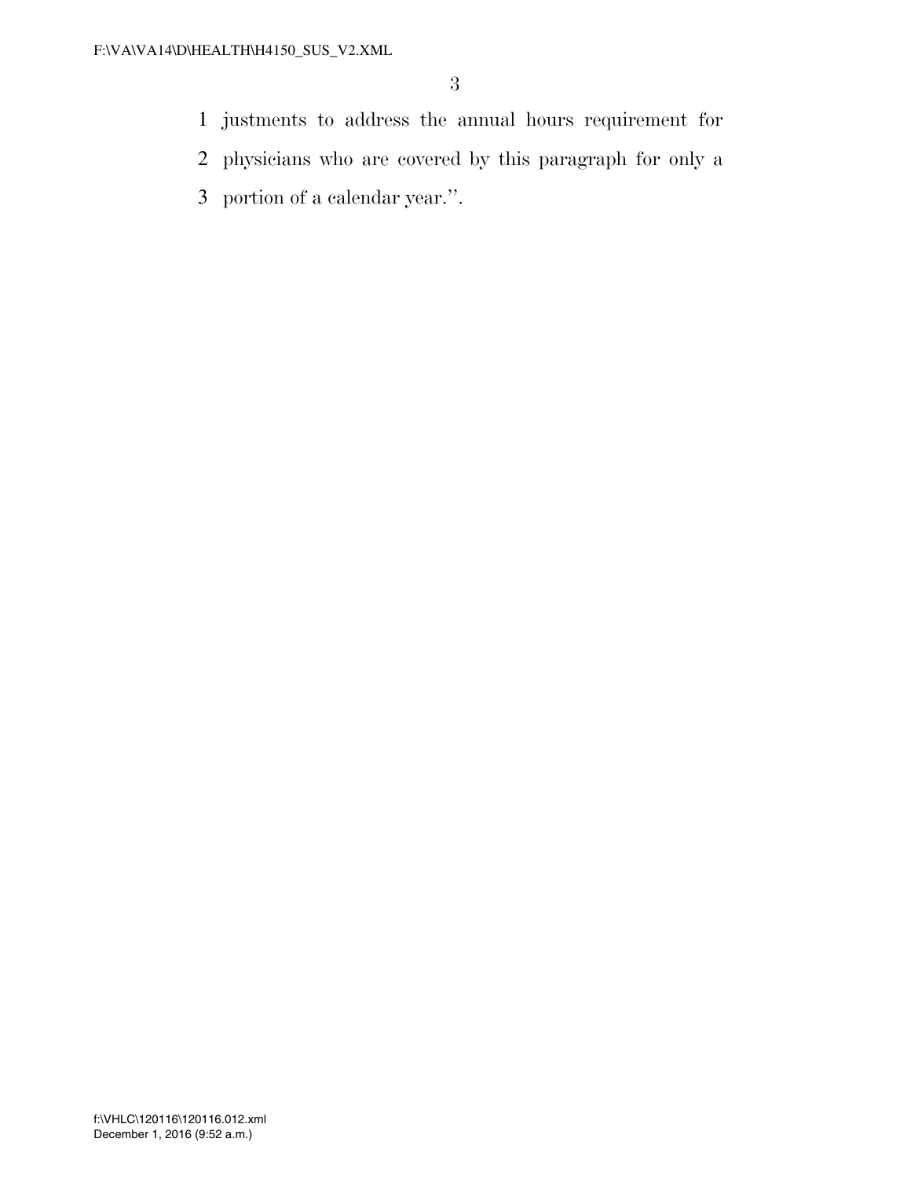justments to address the annual hours requirement for physicians who are covered by this paragraph for only a portion of a calendar year.''.